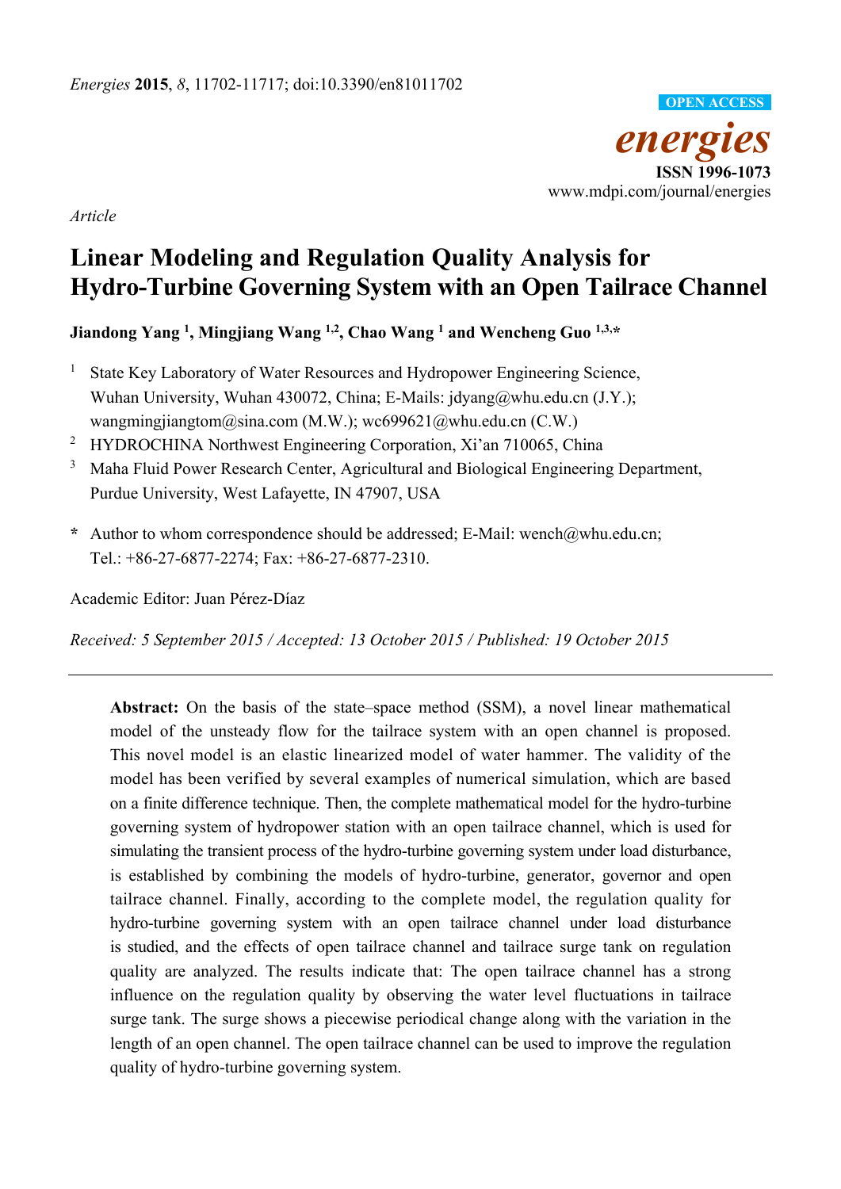*Energies* **2015**, *8*, 11702-11717; doi:10.3390/en81011702

OPEN ACCESS

***energies***

**ISSN 1996-1073**

www.mdpi.com/journal/energies

*Article*

# Linear Modeling and Regulation Quality Analysis for Hydro-Turbine Governing System with an Open Tailrace Channel

**Jiandong Yang [1], Mingjiang Wang [1,2], Chao Wang [1] and Wencheng Guo [1,3,*]**

[1] State Key Laboratory of Water Resources and Hydropower Engineering Science, Wuhan University, Wuhan 430072, China; E-Mails: jdyang@whu.edu.cn (J.Y.); wangmingjiangtom@sina.com (M.W.); wc699621@whu.edu.cn (C.W.)

[2] HYDROCHINA Northwest Engineering Corporation, Xi'an 710065, China

[3] Maha Fluid Power Research Center, Agricultural and Biological Engineering Department, Purdue University, West Lafayette, IN 47907, USA

**\*** Author to whom correspondence should be addressed; E-Mail: wench@whu.edu.cn; Tel.: +86-27-6877-2274; Fax: +86-27-6877-2310.

Academic Editor: Juan Pérez-Díaz

*Received: 5 September 2015 / Accepted: 13 October 2015 / Published: 19 October 2015*

---

**Abstract:** On the basis of the state–space method (SSM), a novel linear mathematical model of the unsteady flow for the tailrace system with an open channel is proposed. This novel model is an elastic linearized model of water hammer. The validity of the model has been verified by several examples of numerical simulation, which are based on a finite difference technique. Then, the complete mathematical model for the hydro-turbine governing system of hydropower station with an open tailrace channel, which is used for simulating the transient process of the hydro-turbine governing system under load disturbance, is established by combining the models of hydro-turbine, generator, governor and open tailrace channel. Finally, according to the complete model, the regulation quality for hydro-turbine governing system with an open tailrace channel under load disturbance is studied, and the effects of open tailrace channel and tailrace surge tank on regulation quality are analyzed. The results indicate that: The open tailrace channel has a strong influence on the regulation quality by observing the water level fluctuations in tailrace surge tank. The surge shows a piecewise periodical change along with the variation in the length of an open channel. The open tailrace channel can be used to improve the regulation quality of hydro-turbine governing system.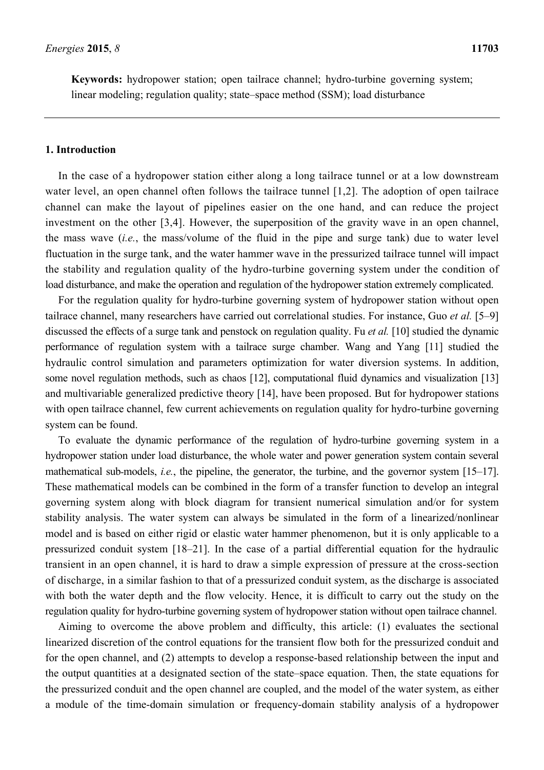**Keywords:** hydropower station; open tailrace channel; hydro-turbine governing system; linear modeling; regulation quality; state–space method (SSM); load disturbance

## 1. Introduction

In the case of a hydropower station either along a long tailrace tunnel or at a low downstream water level, an open channel often follows the tailrace tunnel [1,2]. The adoption of open tailrace channel can make the layout of pipelines easier on the one hand, and can reduce the project investment on the other [3,4]. However, the superposition of the gravity wave in an open channel, the mass wave (*i.e.*, the mass/volume of the fluid in the pipe and surge tank) due to water level fluctuation in the surge tank, and the water hammer wave in the pressurized tailrace tunnel will impact the stability and regulation quality of the hydro-turbine governing system under the condition of load disturbance, and make the operation and regulation of the hydropower station extremely complicated.

For the regulation quality for hydro-turbine governing system of hydropower station without open tailrace channel, many researchers have carried out correlational studies. For instance, Guo *et al.* [5–9] discussed the effects of a surge tank and penstock on regulation quality. Fu *et al.* [10] studied the dynamic performance of regulation system with a tailrace surge chamber. Wang and Yang [11] studied the hydraulic control simulation and parameters optimization for water diversion systems. In addition, some novel regulation methods, such as chaos [12], computational fluid dynamics and visualization [13] and multivariable generalized predictive theory [14], have been proposed. But for hydropower stations with open tailrace channel, few current achievements on regulation quality for hydro-turbine governing system can be found.

To evaluate the dynamic performance of the regulation of hydro-turbine governing system in a hydropower station under load disturbance, the whole water and power generation system contain several mathematical sub-models, *i.e.*, the pipeline, the generator, the turbine, and the governor system [15–17]. These mathematical models can be combined in the form of a transfer function to develop an integral governing system along with block diagram for transient numerical simulation and/or for system stability analysis. The water system can always be simulated in the form of a linearized/nonlinear model and is based on either rigid or elastic water hammer phenomenon, but it is only applicable to a pressurized conduit system [18–21]. In the case of a partial differential equation for the hydraulic transient in an open channel, it is hard to draw a simple expression of pressure at the cross-section of discharge, in a similar fashion to that of a pressurized conduit system, as the discharge is associated with both the water depth and the flow velocity. Hence, it is difficult to carry out the study on the regulation quality for hydro-turbine governing system of hydropower station without open tailrace channel.

Aiming to overcome the above problem and difficulty, this article: (1) evaluates the sectional linearized discretion of the control equations for the transient flow both for the pressurized conduit and for the open channel, and (2) attempts to develop a response-based relationship between the input and the output quantities at a designated section of the state–space equation. Then, the state equations for the pressurized conduit and the open channel are coupled, and the model of the water system, as either a module of the time-domain simulation or frequency-domain stability analysis of a hydropower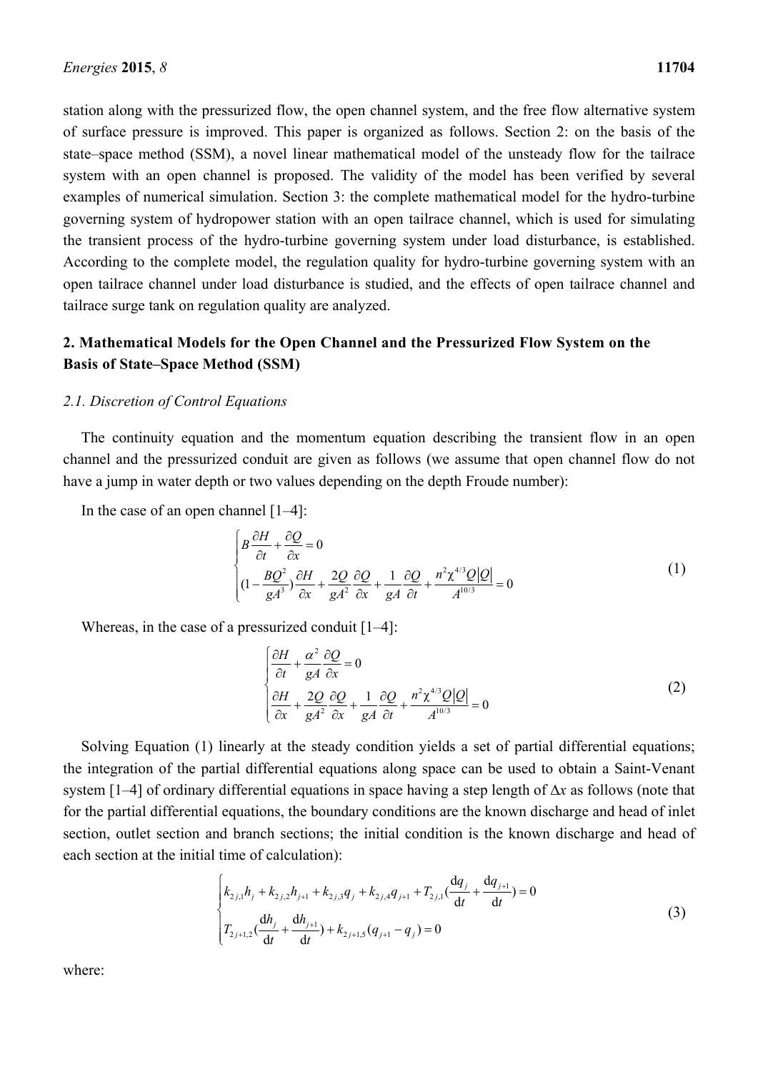station along with the pressurized flow, the open channel system, and the free flow alternative system of surface pressure is improved. This paper is organized as follows. Section 2: on the basis of the state–space method (SSM), a novel linear mathematical model of the unsteady flow for the tailrace system with an open channel is proposed. The validity of the model has been verified by several examples of numerical simulation. Section 3: the complete mathematical model for the hydro-turbine governing system of hydropower station with an open tailrace channel, which is used for simulating the transient process of the hydro-turbine governing system under load disturbance, is established. According to the complete model, the regulation quality for hydro-turbine governing system with an open tailrace channel under load disturbance is studied, and the effects of open tailrace channel and tailrace surge tank on regulation quality are analyzed.

## 2. Mathematical Models for the Open Channel and the Pressurized Flow System on the Basis of State–Space Method (SSM)

### 2.1. Discretion of Control Equations

The continuity equation and the momentum equation describing the transient flow in an open channel and the pressurized conduit are given as follows (we assume that open channel flow do not have a jump in water depth or two values depending on the depth Froude number):

In the case of an open channel [1–4]:

$$
\begin{cases}
B\dfrac{\partial H}{\partial t}+\dfrac{\partial Q}{\partial x}=0\\
(1-\dfrac{BQ^2}{gA^3})\dfrac{\partial H}{\partial x}+\dfrac{2Q}{gA^2}\dfrac{\partial Q}{\partial x}+\dfrac{1}{gA}\dfrac{\partial Q}{\partial t}+\dfrac{n^2\chi^{4/3}Q\left|Q\right|}{A^{10/3}}=0
\end{cases}
\tag{1}
$$

Whereas, in the case of a pressurized conduit [1–4]:

$$
\begin{cases}
\dfrac{\partial H}{\partial t}+\dfrac{\alpha^2}{gA}\dfrac{\partial Q}{\partial x}=0\\
\dfrac{\partial H}{\partial x}+\dfrac{2Q}{gA^2}\dfrac{\partial Q}{\partial x}+\dfrac{1}{gA}\dfrac{\partial Q}{\partial t}+\dfrac{n^2\chi^{4/3}Q\left|Q\right|}{A^{10/3}}=0
\end{cases}
\tag{2}
$$

Solving Equation (1) linearly at the steady condition yields a set of partial differential equations; the integration of the partial differential equations along space can be used to obtain a Saint-Venant system [1–4] of ordinary differential equations in space having a step length of $\Delta x$ as follows (note that for the partial differential equations, the boundary conditions are the known discharge and head of inlet section, outlet section and branch sections; the initial condition is the known discharge and head of each section at the initial time of calculation):

$$
\begin{cases}
k_{2j,1}h_j+k_{2j,2}h_{j+1}+k_{2j,3}q_j+k_{2j,4}q_{j+1}+T_{2j,1}(\dfrac{\mathrm{d}q_j}{\mathrm{d}t}+\dfrac{\mathrm{d}q_{j+1}}{\mathrm{d}t})=0\\
T_{2j+1,2}(\dfrac{\mathrm{d}h_j}{\mathrm{d}t}+\dfrac{\mathrm{d}h_{j+1}}{\mathrm{d}t})+k_{2j+1,5}(q_{j+1}-q_j)=0
\end{cases}
\tag{3}
$$

where: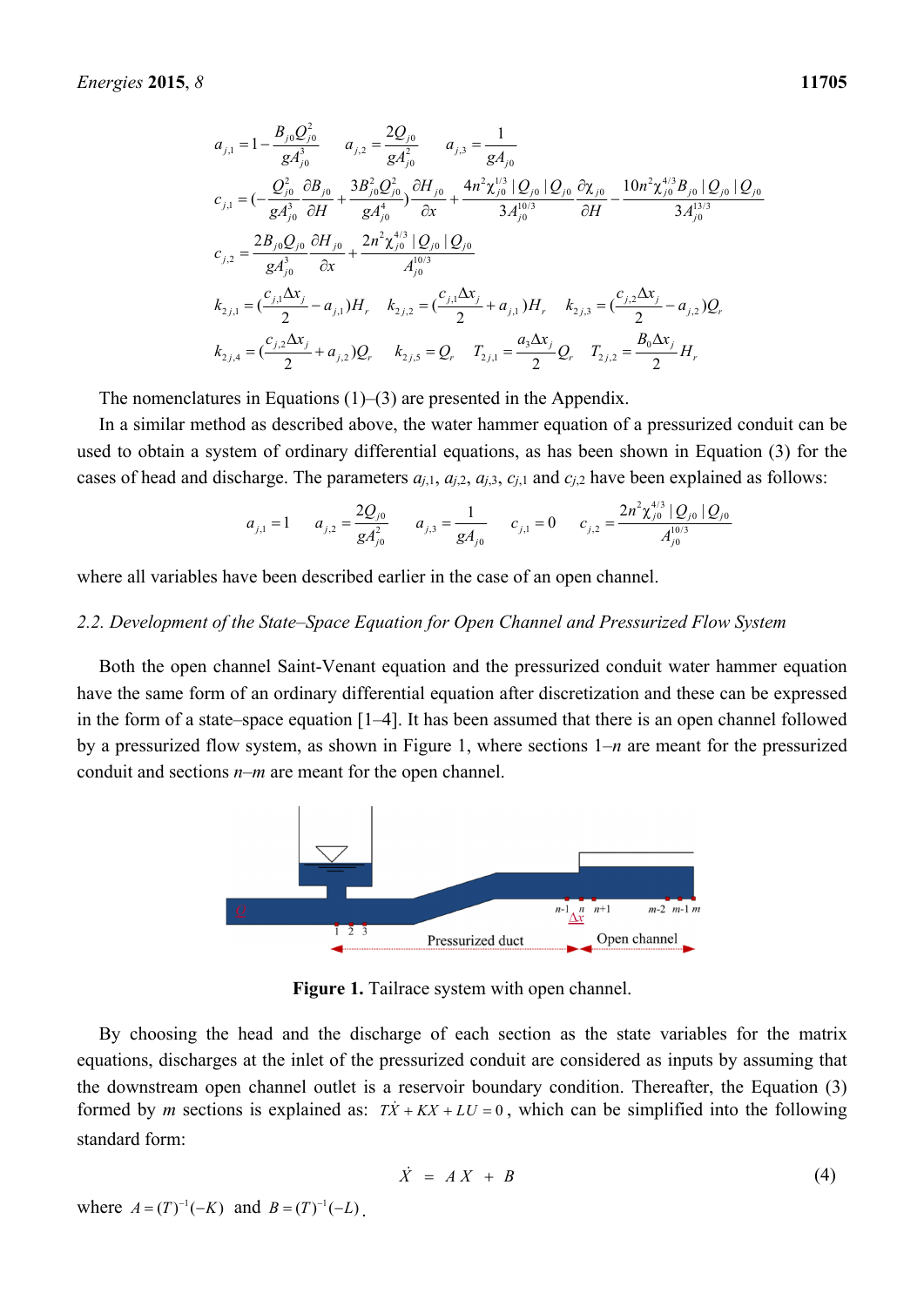$$a_{j,1} = 1 - \frac{B_{j0}Q_{j0}^2}{gA_{j0}^3} \qquad a_{j,2} = \frac{2Q_{j0}}{gA_{j0}^2} \qquad a_{j,3} = \frac{1}{gA_{j0}}$$

$$c_{j,1} = (-\frac{Q_{j0}^2}{gA_{j0}^3}\frac{\partial B_{j0}}{\partial H} + \frac{3B_{j0}^2 Q_{j0}^2}{gA_{j0}^4})\frac{\partial H_{j0}}{\partial x} + \frac{4n^2\chi_{j0}^{1/3}|Q_{j0}|Q_{j0}}{3A_{j0}^{10/3}}\frac{\partial \chi_{j0}}{\partial H} - \frac{10n^2\chi_{j0}^{4/3}B_{j0}|Q_{j0}|Q_{j0}}{3A_{j0}^{13/3}}$$

$$c_{j,2} = \frac{2B_{j0}Q_{j0}}{gA_{j0}^3}\frac{\partial H_{j0}}{\partial x} + \frac{2n^2\chi_{j0}^{4/3}|Q_{j0}|Q_{j0}}{A_{j0}^{10/3}}$$

$$k_{2j,1} = (\frac{c_{j,1}\Delta x_j}{2} - a_{j,1})H_r \quad k_{2j,2} = (\frac{c_{j,1}\Delta x_j}{2} + a_{j,1})H_r \quad k_{2j,3} = (\frac{c_{j,2}\Delta x_j}{2} - a_{j,2})Q_r$$

$$k_{2j,4} = (\frac{c_{j,2}\Delta x_j}{2} + a_{j,2})Q_r \quad k_{2j,5} = Q_r \quad T_{2j,1} = \frac{a_3\Delta x_j}{2}Q_r \quad T_{2j,2} = \frac{B_0\Delta x_j}{2}H_r$$

The nomenclatures in Equations (1)–(3) are presented in the Appendix.

In a similar method as described above, the water hammer equation of a pressurized conduit can be used to obtain a system of ordinary differential equations, as has been shown in Equation (3) for the cases of head and discharge. The parameters $a_{j,1}$, $a_{j,2}$, $a_{j,3}$, $c_{j,1}$ and $c_{j,2}$ have been explained as follows:

$$a_{j,1} = 1 \qquad a_{j,2} = \frac{2Q_{j0}}{gA_{j0}^2} \qquad a_{j,3} = \frac{1}{gA_{j0}} \qquad c_{j,1} = 0 \qquad c_{j,2} = \frac{2n^2\chi_{j0}^{4/3}|Q_{j0}|Q_{j0}}{A_{j0}^{10/3}}$$

where all variables have been described earlier in the case of an open channel.

### *2.2. Development of the State–Space Equation for Open Channel and Pressurized Flow System*

Both the open channel Saint-Venant equation and the pressurized conduit water hammer equation have the same form of an ordinary differential equation after discretization and these can be expressed in the form of a state–space equation [1–4]. It has been assumed that there is an open channel followed by a pressurized flow system, as shown in Figure 1, where sections 1–$n$ are meant for the pressurized conduit and sections $n$–$m$ are meant for the open channel.

**Figure 1.** Tailrace system with open channel.

By choosing the head and the discharge of each section as the state variables for the matrix equations, discharges at the inlet of the pressurized conduit are considered as inputs by assuming that the downstream open channel outlet is a reservoir boundary condition. Thereafter, the Equation (3) formed by $m$ sections is explained as: $T\dot{X} + KX + LU = 0$, which can be simplified into the following standard form:

$$\dot{X} = AX + B \tag{4}$$

where $A = (T)^{-1}(-K)$ and $B = (T)^{-1}(-L)$.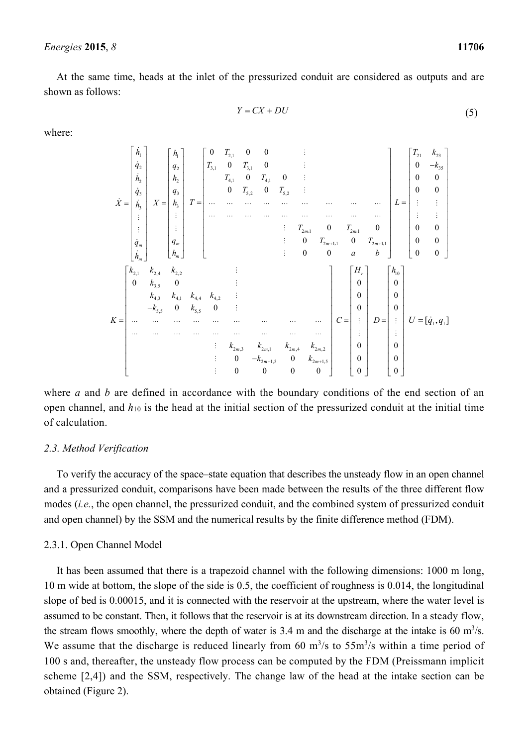At the same time, heads at the inlet of the pressurized conduit are considered as outputs and are shown as follows:

$$Y = CX + DU \tag{5}$$

where:

$$\dot{X} = \begin{bmatrix} \dot{h}_1 \\ \dot{q}_2 \\ \dot{h}_2 \\ \dot{q}_3 \\ \dot{h}_3 \\ \vdots \\ \vdots \\ \dot{q}_m \\ \dot{h}_m \end{bmatrix} \quad X = \begin{bmatrix} h_1 \\ q_2 \\ h_2 \\ q_3 \\ h_3 \\ \vdots \\ \vdots \\ q_m \\ h_m \end{bmatrix} \quad T = \begin{bmatrix} 0 & T_{2,1} & 0 & 0 & & \vdots & & & \\ T_{3,1} & 0 & T_{3,1} & 0 & & \vdots & & & \\ & T_{4,1} & 0 & T_{4,1} & 0 & \vdots & & & \\ & 0 & T_{5,2} & 0 & T_{5,2} & \vdots & & & \\ \cdots & \cdots & \cdots & \cdots & \cdots & \cdots & \cdots & \cdots & \cdots \\ \cdots & \cdots & \cdots & \cdots & \cdots & \cdots & \cdots & \cdots & \cdots \\ & & & & \vdots & T_{2m,1} & 0 & T_{2m,1} & 0 \\ & & & & \vdots & 0 & T_{2m+1,1} & 0 & T_{2m+1,1} \\ & & & & \vdots & 0 & 0 & a & b \end{bmatrix} \quad L = \begin{bmatrix} T_{21} & k_{23} \\ 0 & -k_{35} \\ 0 & 0 \\ 0 & 0 \\ \vdots & \vdots \\ \vdots & \vdots \\ 0 & 0 \\ 0 & 0 \\ 0 & 0 \end{bmatrix}$$

$$K = \begin{bmatrix} k_{2,1} & k_{2,4} & k_{2,2} & & & \vdots & & & & \\ 0 & k_{3,5} & 0 & & & \vdots & & & & \\ & k_{4,3} & k_{4,1} & k_{4,4} & k_{4,2} & \vdots & & & & \\ & -k_{5,5} & 0 & k_{5,5} & 0 & \vdots & & & & \\ \cdots & \cdots & \cdots & \cdots & \cdots & \cdots & \cdots & \cdots & \cdots & \cdots \\ \cdots & \cdots & \cdots & \cdots & \cdots & \cdots & \cdots & \cdots & \cdots & \cdots \\ & & & & & \vdots & k_{2m,3} & k_{2m,1} & k_{2m,4} & k_{2m,2} \\ & & & & & \vdots & 0 & -k_{2m+1,5} & 0 & k_{2m+1,5} \\ & & & & & \vdots & 0 & 0 & 0 & 0 \end{bmatrix} \quad C = \begin{bmatrix} H_r \\ 0 \\ 0 \\ 0 \\ \vdots \\ \vdots \\ 0 \\ 0 \\ 0 \end{bmatrix} \quad D = \begin{bmatrix} h_{10} \\ 0 \\ 0 \\ 0 \\ \vdots \\ \vdots \\ 0 \\ 0 \\ 0 \end{bmatrix} \quad U = [\dot{q}_1, q_1]$$

where $a$ and $b$ are defined in accordance with the boundary conditions of the end section of an open channel, and $h_{10}$ is the head at the initial section of the pressurized conduit at the initial time of calculation.

### 2.3. Method Verification

To verify the accuracy of the space–state equation that describes the unsteady flow in an open channel and a pressurized conduit, comparisons have been made between the results of the three different flow modes (*i.e.*, the open channel, the pressurized conduit, and the combined system of pressurized conduit and open channel) by the SSM and the numerical results by the finite difference method (FDM).

#### 2.3.1. Open Channel Model

It has been assumed that there is a trapezoid channel with the following dimensions: 1000 m long, 10 m wide at bottom, the slope of the side is 0.5, the coefficient of roughness is 0.014, the longitudinal slope of bed is 0.00015, and it is connected with the reservoir at the upstream, where the water level is assumed to be constant. Then, it follows that the reservoir is at its downstream direction. In a steady flow, the stream flows smoothly, where the depth of water is 3.4 m and the discharge at the intake is 60 m$^3$/s. We assume that the discharge is reduced linearly from 60 m$^3$/s to 55m$^3$/s within a time period of 100 s and, thereafter, the unsteady flow process can be computed by the FDM (Preissmann implicit scheme [2,4]) and the SSM, respectively. The change law of the head at the intake section can be obtained (Figure 2).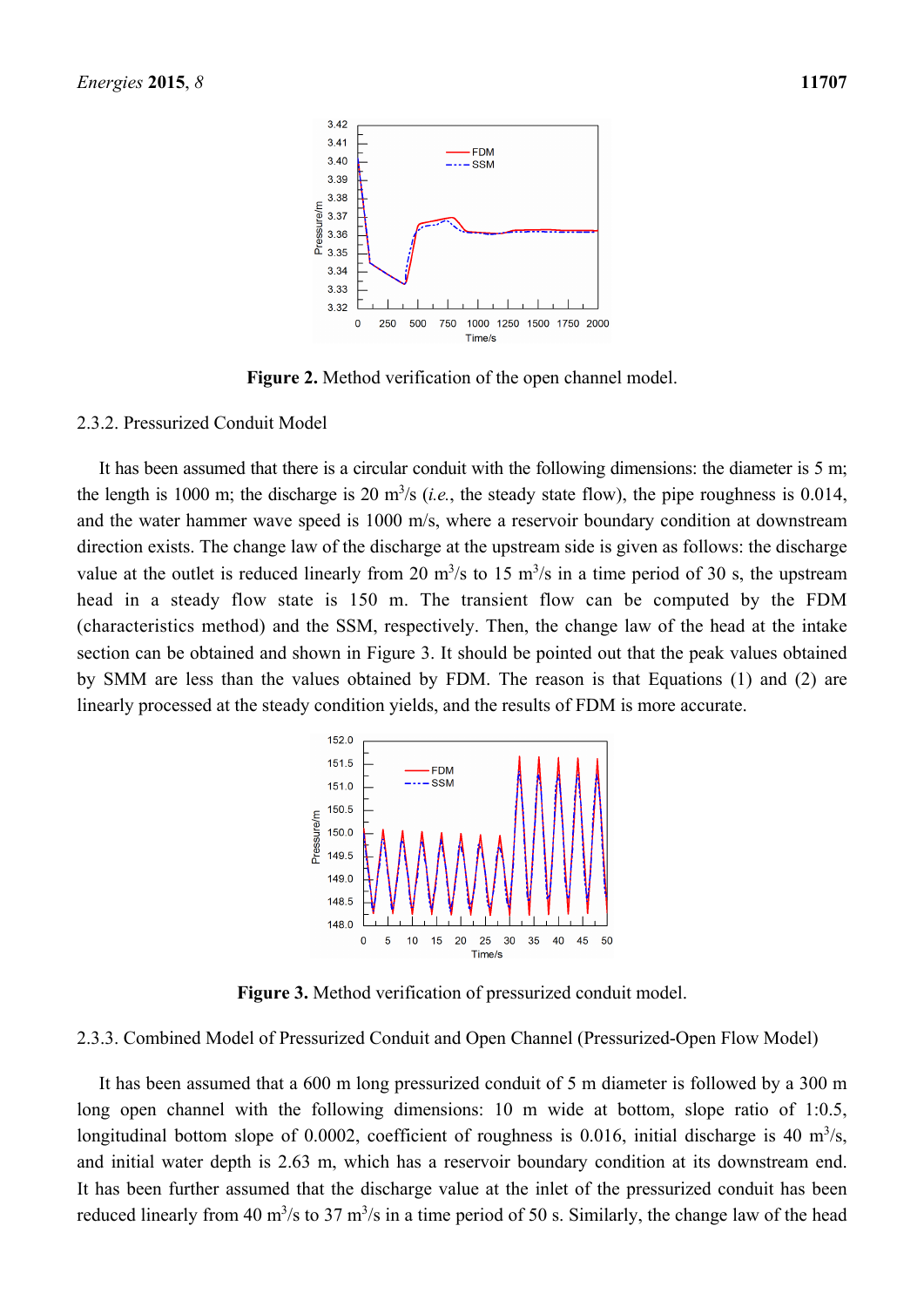**Figure 2.** Method verification of the open channel model.

### 2.3.2. Pressurized Conduit Model

It has been assumed that there is a circular conduit with the following dimensions: the diameter is 5 m; the length is 1000 m; the discharge is 20 $m^3/s$ (*i.e.*, the steady state flow), the pipe roughness is 0.014, and the water hammer wave speed is 1000 m/s, where a reservoir boundary condition at downstream direction exists. The change law of the discharge at the upstream side is given as follows: the discharge value at the outlet is reduced linearly from 20 $m^3/s$ to 15 $m^3/s$ in a time period of 30 s, the upstream head in a steady flow state is 150 m. The transient flow can be computed by the FDM (characteristics method) and the SSM, respectively. Then, the change law of the head at the intake section can be obtained and shown in Figure 3. It should be pointed out that the peak values obtained by SMM are less than the values obtained by FDM. The reason is that Equations (1) and (2) are linearly processed at the steady condition yields, and the results of FDM is more accurate.

**Figure 3.** Method verification of pressurized conduit model.

### 2.3.3. Combined Model of Pressurized Conduit and Open Channel (Pressurized-Open Flow Model)

It has been assumed that a 600 m long pressurized conduit of 5 m diameter is followed by a 300 m long open channel with the following dimensions: 10 m wide at bottom, slope ratio of 1:0.5, longitudinal bottom slope of 0.0002, coefficient of roughness is 0.016, initial discharge is 40 $m^3/s$, and initial water depth is 2.63 m, which has a reservoir boundary condition at its downstream end. It has been further assumed that the discharge value at the inlet of the pressurized conduit has been reduced linearly from 40 $m^3/s$ to 37 $m^3/s$ in a time period of 50 s. Similarly, the change law of the head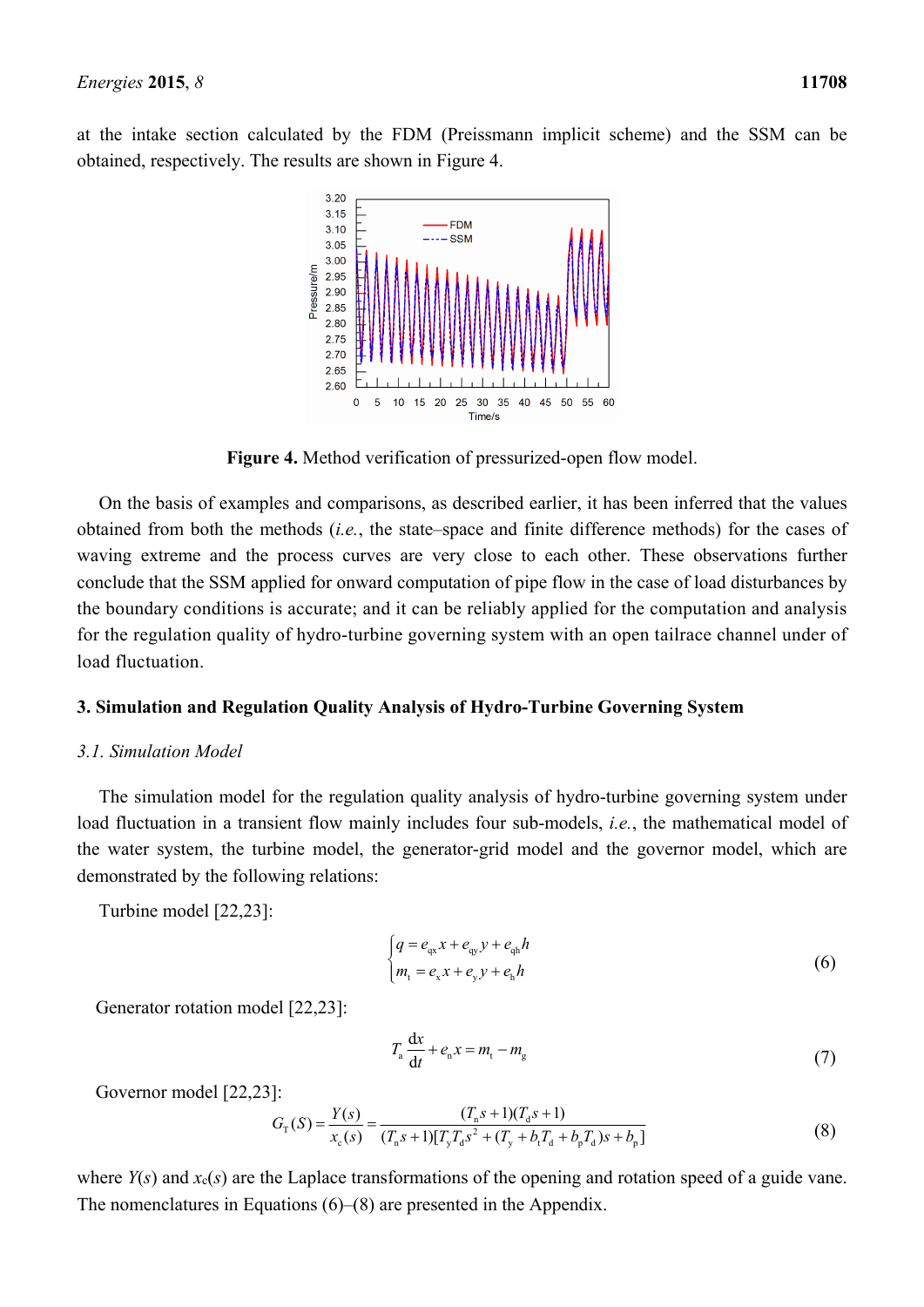at the intake section calculated by the FDM (Preissmann implicit scheme) and the SSM can be obtained, respectively. The results are shown in Figure 4.

**Figure 4.** Method verification of pressurized-open flow model.

On the basis of examples and comparisons, as described earlier, it has been inferred that the values obtained from both the methods (*i.e.*, the state–space and finite difference methods) for the cases of waving extreme and the process curves are very close to each other. These observations further conclude that the SSM applied for onward computation of pipe flow in the case of load disturbances by the boundary conditions is accurate; and it can be reliably applied for the computation and analysis for the regulation quality of hydro-turbine governing system with an open tailrace channel under of load fluctuation.

## 3. Simulation and Regulation Quality Analysis of Hydro-Turbine Governing System

### *3.1. Simulation Model*

The simulation model for the regulation quality analysis of hydro-turbine governing system under load fluctuation in a transient flow mainly includes four sub-models, *i.e.*, the mathematical model of the water system, the turbine model, the generator-grid model and the governor model, which are demonstrated by the following relations:

Turbine model [22,23]:

$$\begin{cases} q = e_{qx}x + e_{qy}y + e_{qh}h \\ m_t = e_x x + e_y y + e_h h \end{cases} \tag{6}$$

Generator rotation model [22,23]:

$$T_a \frac{dx}{dt} + e_n x = m_t - m_g \tag{7}$$

Governor model [22,23]:

$$G_T(S) = \frac{Y(s)}{x_c(s)} = \frac{(T_n s + 1)(T_d s + 1)}{(T_n s + 1)[T_y T_d s^2 + (T_y + b_t T_d + b_p T_d)s + b_p]} \tag{8}$$

where $Y(s)$ and $x_c(s)$ are the Laplace transformations of the opening and rotation speed of a guide vane. The nomenclatures in Equations (6)–(8) are presented in the Appendix.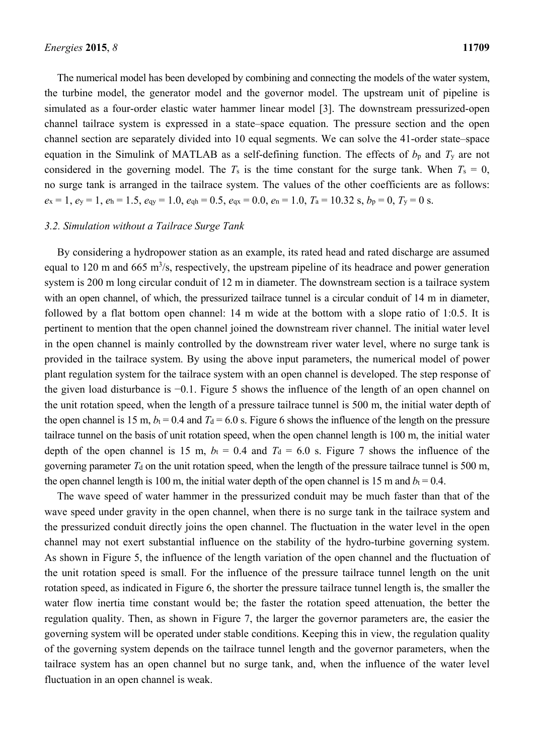The numerical model has been developed by combining and connecting the models of the water system, the turbine model, the generator model and the governor model. The upstream unit of pipeline is simulated as a four-order elastic water hammer linear model [3]. The downstream pressurized-open channel tailrace system is expressed in a state–space equation. The pressure section and the open channel section are separately divided into 10 equal segments. We can solve the 41-order state–space equation in the Simulink of MATLAB as a self-defining function. The effects of $b_p$ and $T_y$ are not considered in the governing model. The $T_s$ is the time constant for the surge tank. When $T_s = 0$, no surge tank is arranged in the tailrace system. The values of the other coefficients are as follows: $e_x = 1$, $e_y = 1$, $e_h = 1.5$, $e_{qy} = 1.0$, $e_{qh} = 0.5$, $e_{qx} = 0.0$, $e_n = 1.0$, $T_a = 10.32$ s, $b_p = 0$, $T_y = 0$ s.

### *3.2. Simulation without a Tailrace Surge Tank*

By considering a hydropower station as an example, its rated head and rated discharge are assumed equal to 120 m and 665 $m^3/s$, respectively, the upstream pipeline of its headrace and power generation system is 200 m long circular conduit of 12 m in diameter. The downstream section is a tailrace system with an open channel, of which, the pressurized tailrace tunnel is a circular conduit of 14 m in diameter, followed by a flat bottom open channel: 14 m wide at the bottom with a slope ratio of 1:0.5. It is pertinent to mention that the open channel joined the downstream river channel. The initial water level in the open channel is mainly controlled by the downstream river water level, where no surge tank is provided in the tailrace system. By using the above input parameters, the numerical model of power plant regulation system for the tailrace system with an open channel is developed. The step response of the given load disturbance is −0.1. Figure 5 shows the influence of the length of an open channel on the unit rotation speed, when the length of a pressure tailrace tunnel is 500 m, the initial water depth of the open channel is 15 m, $b_t = 0.4$ and $T_d = 6.0$ s. Figure 6 shows the influence of the length on the pressure tailrace tunnel on the basis of unit rotation speed, when the open channel length is 100 m, the initial water depth of the open channel is 15 m, $b_t = 0.4$ and $T_d = 6.0$ s. Figure 7 shows the influence of the governing parameter $T_d$ on the unit rotation speed, when the length of the pressure tailrace tunnel is 500 m, the open channel length is 100 m, the initial water depth of the open channel is 15 m and $b_t = 0.4$.

The wave speed of water hammer in the pressurized conduit may be much faster than that of the wave speed under gravity in the open channel, when there is no surge tank in the tailrace system and the pressurized conduit directly joins the open channel. The fluctuation in the water level in the open channel may not exert substantial influence on the stability of the hydro-turbine governing system. As shown in Figure 5, the influence of the length variation of the open channel and the fluctuation of the unit rotation speed is small. For the influence of the pressure tailrace tunnel length on the unit rotation speed, as indicated in Figure 6, the shorter the pressure tailrace tunnel length is, the smaller the water flow inertia time constant would be; the faster the rotation speed attenuation, the better the regulation quality. Then, as shown in Figure 7, the larger the governor parameters are, the easier the governing system will be operated under stable conditions. Keeping this in view, the regulation quality of the governing system depends on the tailrace tunnel length and the governor parameters, when the tailrace system has an open channel but no surge tank, and, when the influence of the water level fluctuation in an open channel is weak.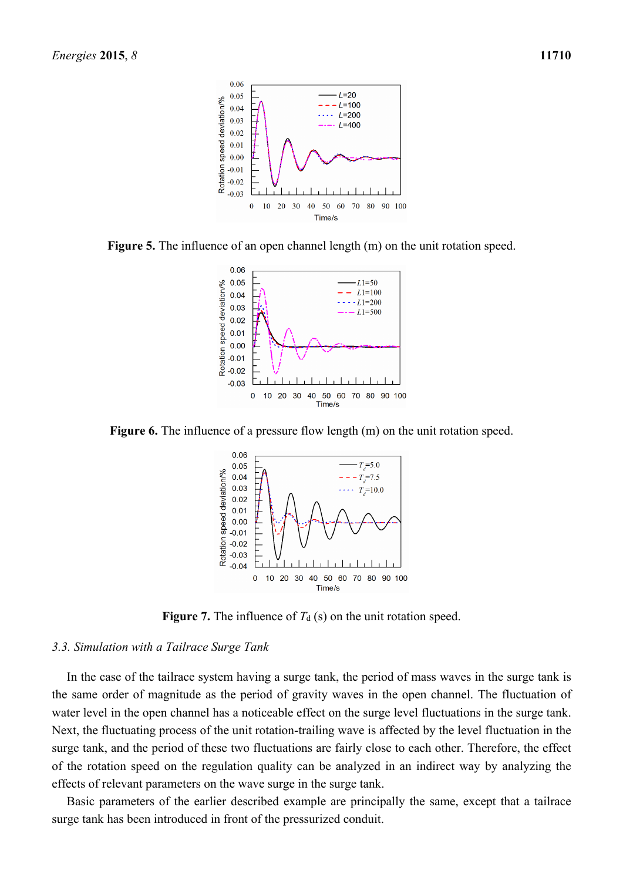**Figure 5.** The influence of an open channel length (m) on the unit rotation speed.

**Figure 6.** The influence of a pressure flow length (m) on the unit rotation speed.

**Figure 7.** The influence of $T_d$ (s) on the unit rotation speed.

### 3.3. Simulation with a Tailrace Surge Tank

In the case of the tailrace system having a surge tank, the period of mass waves in the surge tank is the same order of magnitude as the period of gravity waves in the open channel. The fluctuation of water level in the open channel has a noticeable effect on the surge level fluctuations in the surge tank. Next, the fluctuating process of the unit rotation-trailing wave is affected by the level fluctuation in the surge tank, and the period of these two fluctuations are fairly close to each other. Therefore, the effect of the rotation speed on the regulation quality can be analyzed in an indirect way by analyzing the effects of relevant parameters on the wave surge in the surge tank.

Basic parameters of the earlier described example are principally the same, except that a tailrace surge tank has been introduced in front of the pressurized conduit.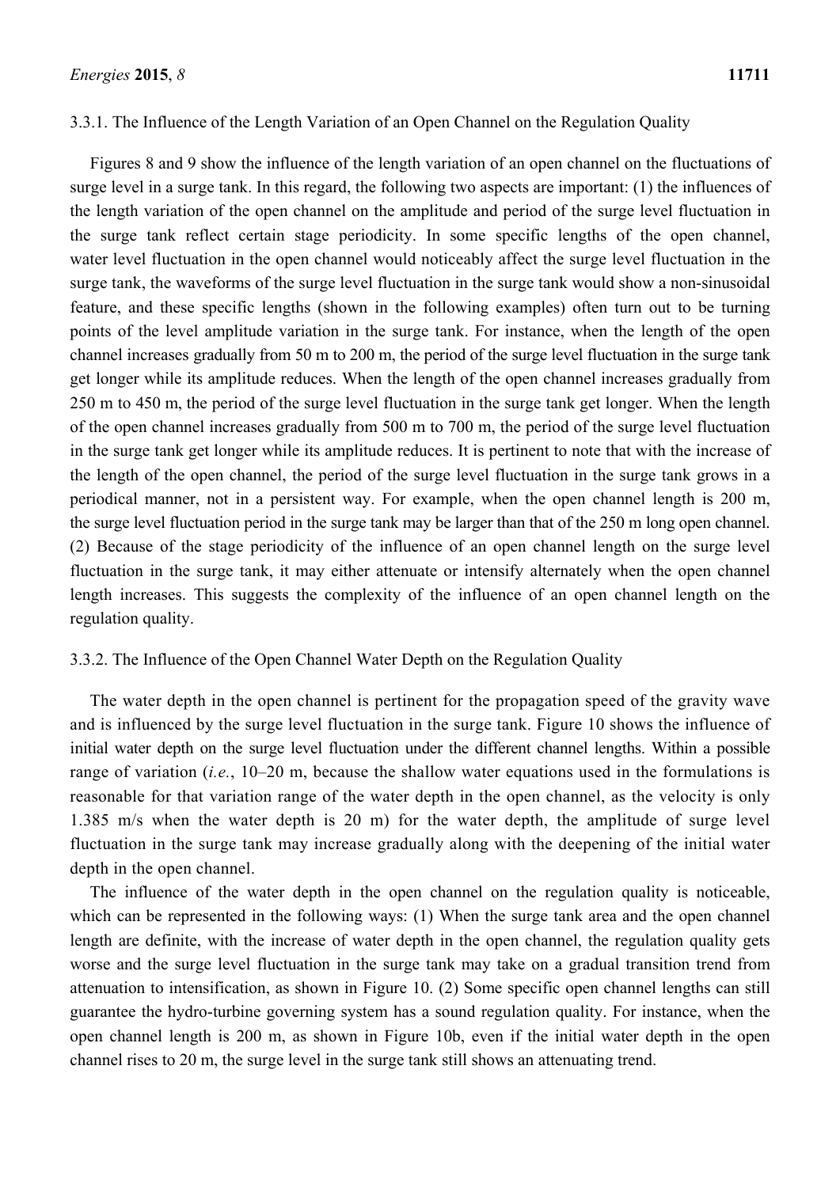### 3.3.1. The Influence of the Length Variation of an Open Channel on the Regulation Quality

Figures 8 and 9 show the influence of the length variation of an open channel on the fluctuations of surge level in a surge tank. In this regard, the following two aspects are important: (1) the influences of the length variation of the open channel on the amplitude and period of the surge level fluctuation in the surge tank reflect certain stage periodicity. In some specific lengths of the open channel, water level fluctuation in the open channel would noticeably affect the surge level fluctuation in the surge tank, the waveforms of the surge level fluctuation in the surge tank would show a non-sinusoidal feature, and these specific lengths (shown in the following examples) often turn out to be turning points of the level amplitude variation in the surge tank. For instance, when the length of the open channel increases gradually from 50 m to 200 m, the period of the surge level fluctuation in the surge tank get longer while its amplitude reduces. When the length of the open channel increases gradually from 250 m to 450 m, the period of the surge level fluctuation in the surge tank get longer. When the length of the open channel increases gradually from 500 m to 700 m, the period of the surge level fluctuation in the surge tank get longer while its amplitude reduces. It is pertinent to note that with the increase of the length of the open channel, the period of the surge level fluctuation in the surge tank grows in a periodical manner, not in a persistent way. For example, when the open channel length is 200 m, the surge level fluctuation period in the surge tank may be larger than that of the 250 m long open channel. (2) Because of the stage periodicity of the influence of an open channel length on the surge level fluctuation in the surge tank, it may either attenuate or intensify alternately when the open channel length increases. This suggests the complexity of the influence of an open channel length on the regulation quality.

### 3.3.2. The Influence of the Open Channel Water Depth on the Regulation Quality

The water depth in the open channel is pertinent for the propagation speed of the gravity wave and is influenced by the surge level fluctuation in the surge tank. Figure 10 shows the influence of initial water depth on the surge level fluctuation under the different channel lengths. Within a possible range of variation (*i.e.*, 10–20 m, because the shallow water equations used in the formulations is reasonable for that variation range of the water depth in the open channel, as the velocity is only 1.385 m/s when the water depth is 20 m) for the water depth, the amplitude of surge level fluctuation in the surge tank may increase gradually along with the deepening of the initial water depth in the open channel.

The influence of the water depth in the open channel on the regulation quality is noticeable, which can be represented in the following ways: (1) When the surge tank area and the open channel length are definite, with the increase of water depth in the open channel, the regulation quality gets worse and the surge level fluctuation in the surge tank may take on a gradual transition trend from attenuation to intensification, as shown in Figure 10. (2) Some specific open channel lengths can still guarantee the hydro-turbine governing system has a sound regulation quality. For instance, when the open channel length is 200 m, as shown in Figure 10b, even if the initial water depth in the open channel rises to 20 m, the surge level in the surge tank still shows an attenuating trend.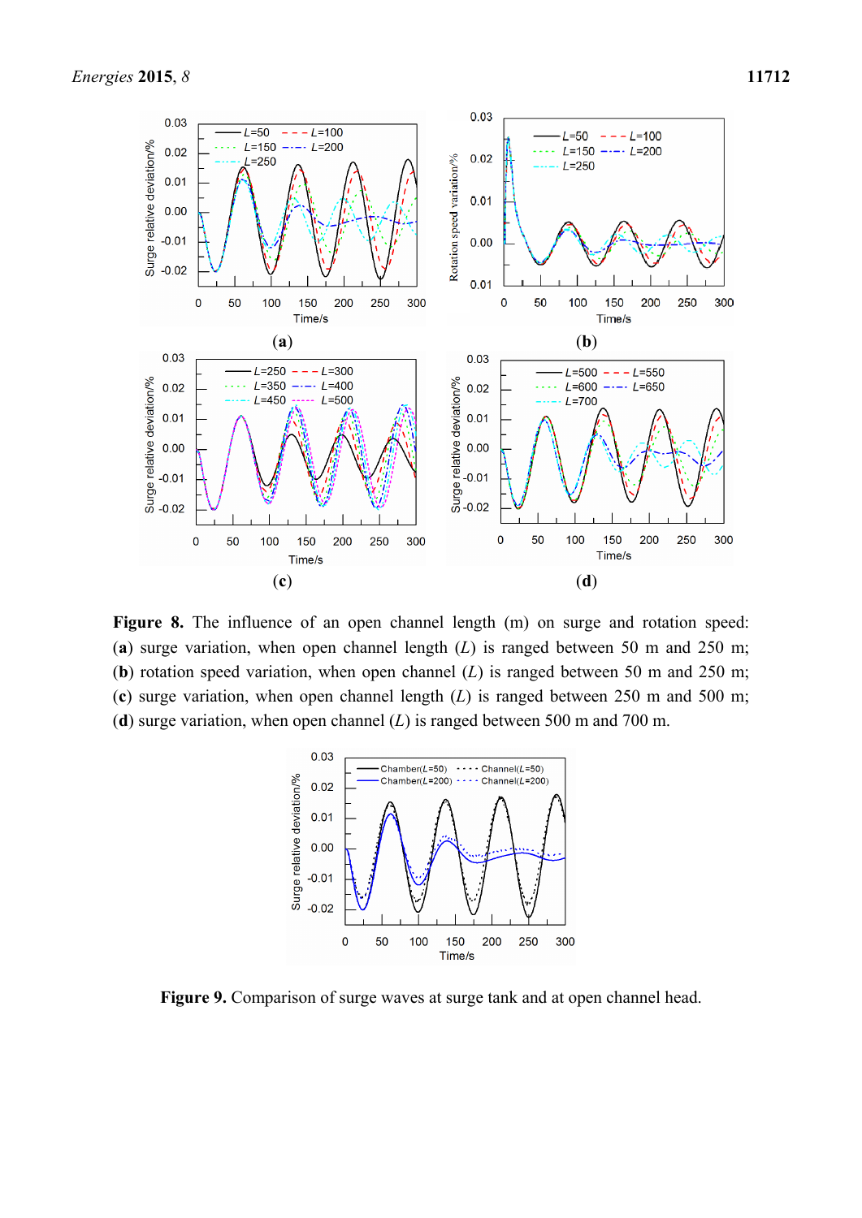**Figure 8.** The influence of an open channel length (m) on surge and rotation speed: (**a**) surge variation, when open channel length ($L$) is ranged between 50 m and 250 m; (**b**) rotation speed variation, when open channel ($L$) is ranged between 50 m and 250 m; (**c**) surge variation, when open channel length ($L$) is ranged between 250 m and 500 m; (**d**) surge variation, when open channel ($L$) is ranged between 500 m and 700 m.

**Figure 9.** Comparison of surge waves at surge tank and at open channel head.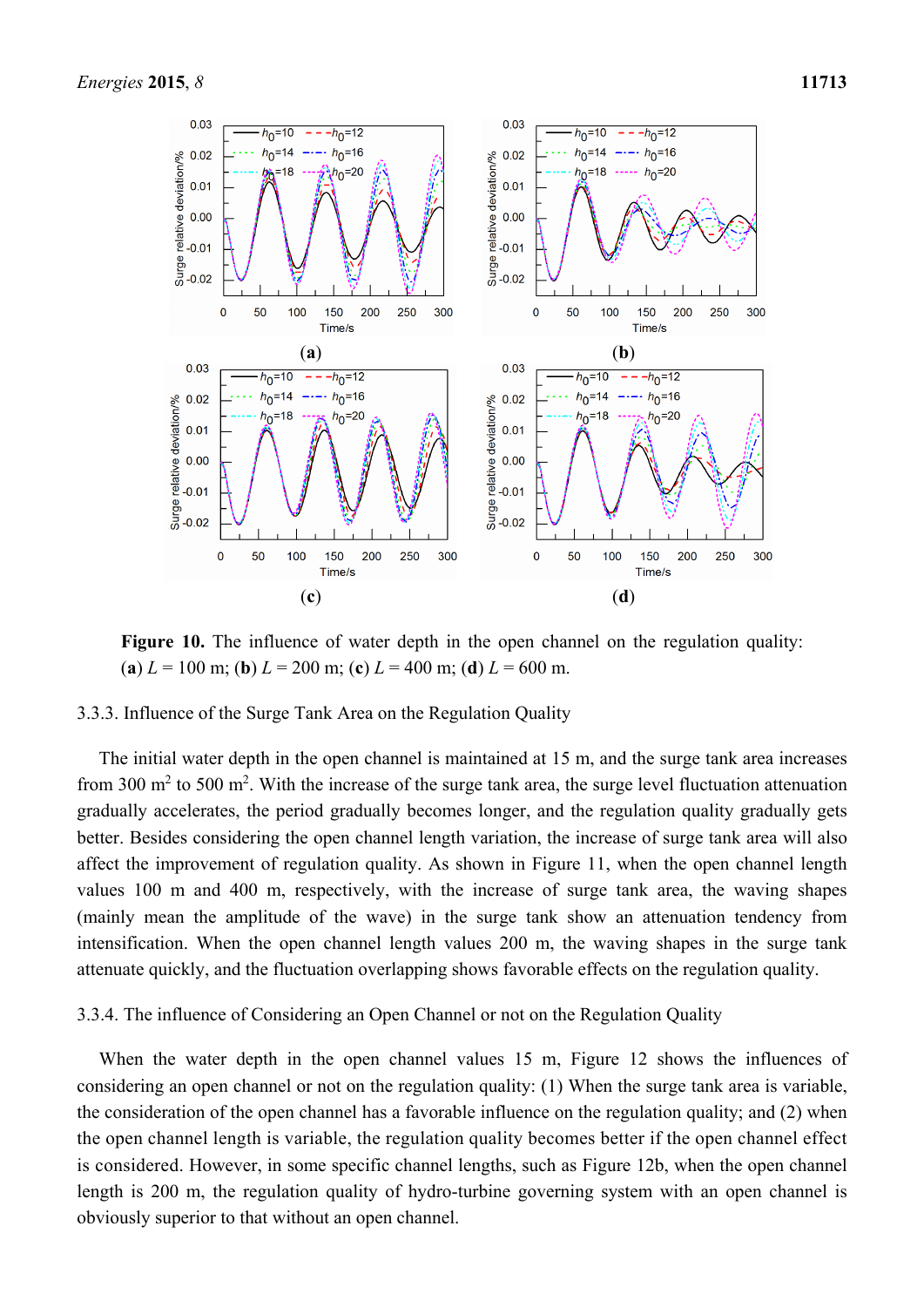**Figure 10.** The influence of water depth in the open channel on the regulation quality: (**a**) $L$ = 100 m; (**b**) $L$ = 200 m; (**c**) $L$ = 400 m; (**d**) $L$ = 600 m.

### 3.3.3. Influence of the Surge Tank Area on the Regulation Quality

The initial water depth in the open channel is maintained at 15 m, and the surge tank area increases from 300 $m^2$ to 500 $m^2$. With the increase of the surge tank area, the surge level fluctuation attenuation gradually accelerates, the period gradually becomes longer, and the regulation quality gradually gets better. Besides considering the open channel length variation, the increase of surge tank area will also affect the improvement of regulation quality. As shown in Figure 11, when the open channel length values 100 m and 400 m, respectively, with the increase of surge tank area, the waving shapes (mainly mean the amplitude of the wave) in the surge tank show an attenuation tendency from intensification. When the open channel length values 200 m, the waving shapes in the surge tank attenuate quickly, and the fluctuation overlapping shows favorable effects on the regulation quality.

### 3.3.4. The influence of Considering an Open Channel or not on the Regulation Quality

When the water depth in the open channel values 15 m, Figure 12 shows the influences of considering an open channel or not on the regulation quality: (1) When the surge tank area is variable, the consideration of the open channel has a favorable influence on the regulation quality; and (2) when the open channel length is variable, the regulation quality becomes better if the open channel effect is considered. However, in some specific channel lengths, such as Figure 12b, when the open channel length is 200 m, the regulation quality of hydro-turbine governing system with an open channel is obviously superior to that without an open channel.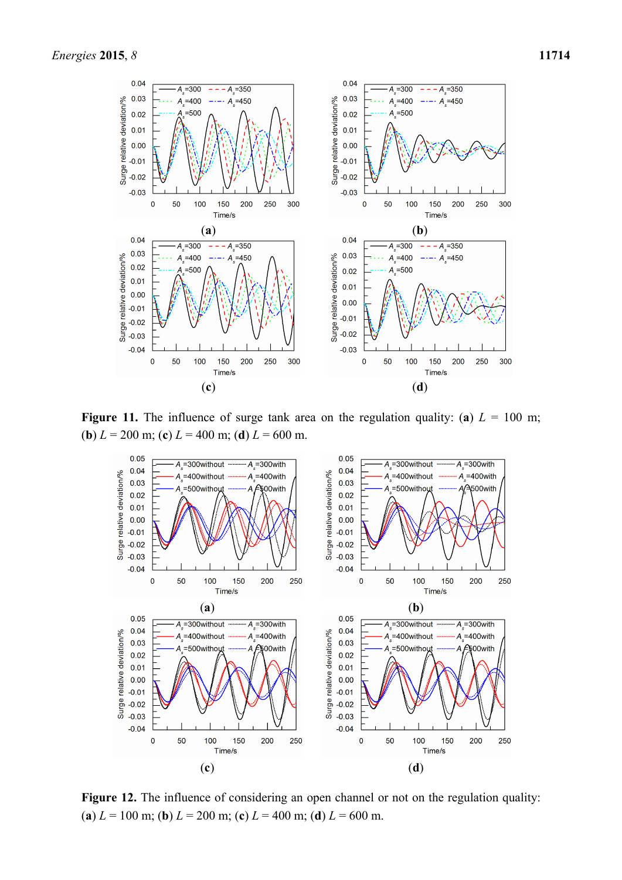**Figure 11.** The influence of surge tank area on the regulation quality: (**a**) $L$ = 100 m; (**b**) $L$ = 200 m; (**c**) $L$ = 400 m; (**d**) $L$ = 600 m.

**Figure 12.** The influence of considering an open channel or not on the regulation quality: (**a**) $L$ = 100 m; (**b**) $L$ = 200 m; (**c**) $L$ = 400 m; (**d**) $L$ = 600 m.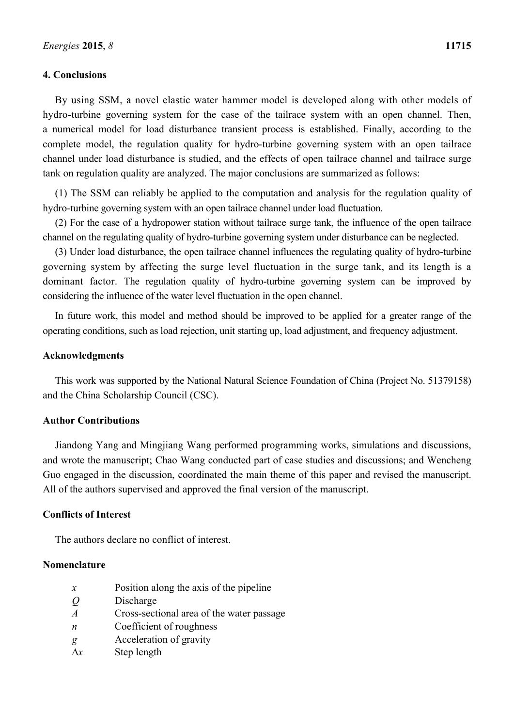## 4. Conclusions

By using SSM, a novel elastic water hammer model is developed along with other models of hydro-turbine governing system for the case of the tailrace system with an open channel. Then, a numerical model for load disturbance transient process is established. Finally, according to the complete model, the regulation quality for hydro-turbine governing system with an open tailrace channel under load disturbance is studied, and the effects of open tailrace channel and tailrace surge tank on regulation quality are analyzed. The major conclusions are summarized as follows:

(1) The SSM can reliably be applied to the computation and analysis for the regulation quality of hydro-turbine governing system with an open tailrace channel under load fluctuation.

(2) For the case of a hydropower station without tailrace surge tank, the influence of the open tailrace channel on the regulating quality of hydro-turbine governing system under disturbance can be neglected.

(3) Under load disturbance, the open tailrace channel influences the regulating quality of hydro-turbine governing system by affecting the surge level fluctuation in the surge tank, and its length is a dominant factor. The regulation quality of hydro-turbine governing system can be improved by considering the influence of the water level fluctuation in the open channel.

In future work, this model and method should be improved to be applied for a greater range of the operating conditions, such as load rejection, unit starting up, load adjustment, and frequency adjustment.

## Acknowledgments

This work was supported by the National Natural Science Foundation of China (Project No. 51379158) and the China Scholarship Council (CSC).

## Author Contributions

Jiandong Yang and Mingjiang Wang performed programming works, simulations and discussions, and wrote the manuscript; Chao Wang conducted part of case studies and discussions; and Wencheng Guo engaged in the discussion, coordinated the main theme of this paper and revised the manuscript. All of the authors supervised and approved the final version of the manuscript.

## Conflicts of Interest

The authors declare no conflict of interest.

## Nomenclature

| | |
|---|---|
| $x$ | Position along the axis of the pipeline |
| $Q$ | Discharge |
| $A$ | Cross-sectional area of the water passage |
| $n$ | Coefficient of roughness |
| $g$ | Acceleration of gravity |
| $\Delta x$ | Step length |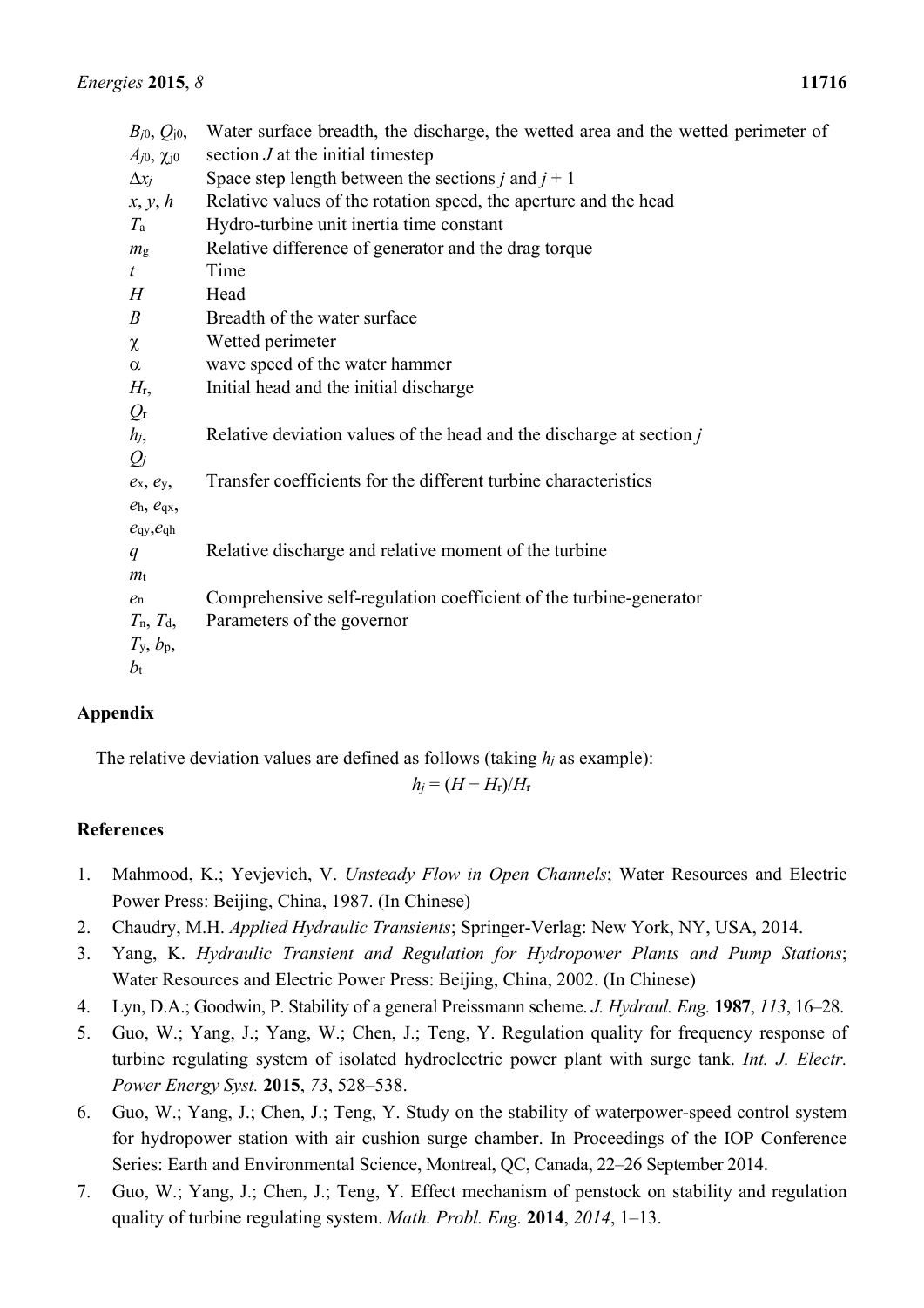| | |
|---|---|
| $B_{j0}$, $Q_{j0}$, $A_{j0}$, $\chi_{j0}$ | Water surface breadth, the discharge, the wetted area and the wetted perimeter of section $J$ at the initial timestep |
| $\Delta x_j$ | Space step length between the sections $j$ and $j + 1$ |
| $x$, $y$, $h$ | Relative values of the rotation speed, the aperture and the head |
| $T_a$ | Hydro-turbine unit inertia time constant |
| $m_g$ | Relative difference of generator and the drag torque |
| $t$ | Time |
| $H$ | Head |
| $B$ | Breadth of the water surface |
| $\chi$ | Wetted perimeter |
| $\alpha$ | wave speed of the water hammer |
| $H_r$, $Q_r$ | Initial head and the initial discharge |
| $h_j$, $Q_j$ | Relative deviation values of the head and the discharge at section $j$ |
| $e_x$, $e_y$, $e_h$, $e_{qx}$, $e_{qy}$, $e_{qh}$ | Transfer coefficients for the different turbine characteristics |
| $q$ $m_t$ | Relative discharge and relative moment of the turbine |
| $e_n$ | Comprehensive self-regulation coefficient of the turbine-generator |
| $T_n$, $T_d$, $T_y$, $b_p$, $b_t$ | Parameters of the governor |

## Appendix

The relative deviation values are defined as follows (taking $h_j$ as example):

$$h_j = (H - H_r)/H_r$$

## References

1. Mahmood, K.; Yevjevich, V. *Unsteady Flow in Open Channels*; Water Resources and Electric Power Press: Beijing, China, 1987. (In Chinese)
2. Chaudry, M.H. *Applied Hydraulic Transients*; Springer-Verlag: New York, NY, USA, 2014.
3. Yang, K. *Hydraulic Transient and Regulation for Hydropower Plants and Pump Stations*; Water Resources and Electric Power Press: Beijing, China, 2002. (In Chinese)
4. Lyn, D.A.; Goodwin, P. Stability of a general Preissmann scheme. *J. Hydraul. Eng.* **1987**, *113*, 16–28.
5. Guo, W.; Yang, J.; Yang, W.; Chen, J.; Teng, Y. Regulation quality for frequency response of turbine regulating system of isolated hydroelectric power plant with surge tank. *Int. J. Electr. Power Energy Syst.* **2015**, *73*, 528–538.
6. Guo, W.; Yang, J.; Chen, J.; Teng, Y. Study on the stability of waterpower-speed control system for hydropower station with air cushion surge chamber. In Proceedings of the IOP Conference Series: Earth and Environmental Science, Montreal, QC, Canada, 22–26 September 2014.
7. Guo, W.; Yang, J.; Chen, J.; Teng, Y. Effect mechanism of penstock on stability and regulation quality of turbine regulating system. *Math. Probl. Eng.* **2014**, *2014*, 1–13.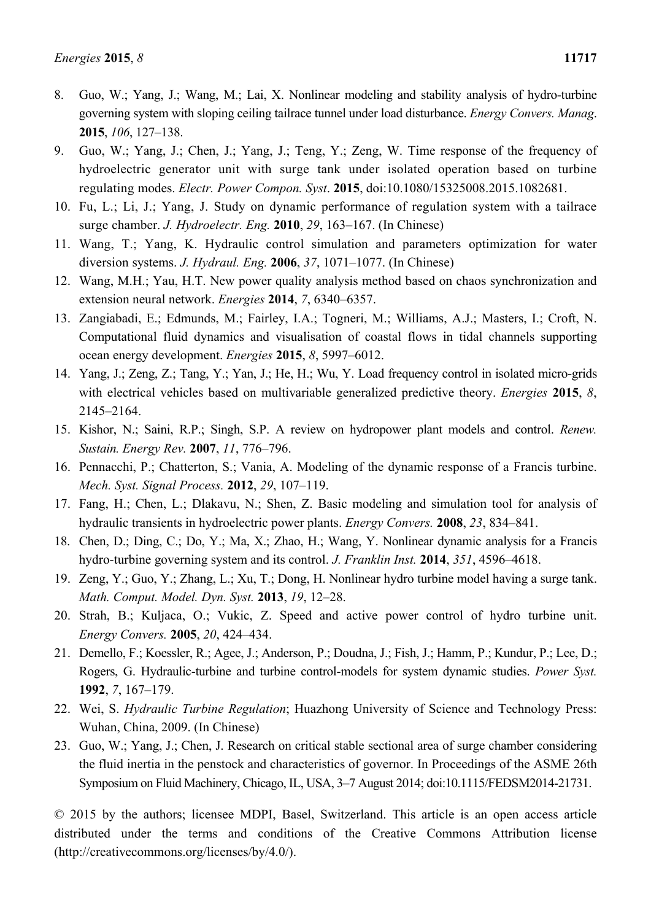8. Guo, W.; Yang, J.; Wang, M.; Lai, X. Nonlinear modeling and stability analysis of hydro-turbine governing system with sloping ceiling tailrace tunnel under load disturbance. *Energy Convers. Manag*. **2015**, *106*, 127–138.
9. Guo, W.; Yang, J.; Chen, J.; Yang, J.; Teng, Y.; Zeng, W. Time response of the frequency of hydroelectric generator unit with surge tank under isolated operation based on turbine regulating modes. *Electr. Power Compon. Syst*. **2015**, doi:10.1080/15325008.2015.1082681.
10. Fu, L.; Li, J.; Yang, J. Study on dynamic performance of regulation system with a tailrace surge chamber. *J. Hydroelectr. Eng.* **2010**, *29*, 163–167. (In Chinese)
11. Wang, T.; Yang, K. Hydraulic control simulation and parameters optimization for water diversion systems. *J. Hydraul. Eng.* **2006**, *37*, 1071–1077. (In Chinese)
12. Wang, M.H.; Yau, H.T. New power quality analysis method based on chaos synchronization and extension neural network. *Energies* **2014**, *7*, 6340–6357.
13. Zangiabadi, E.; Edmunds, M.; Fairley, I.A.; Togneri, M.; Williams, A.J.; Masters, I.; Croft, N. Computational fluid dynamics and visualisation of coastal flows in tidal channels supporting ocean energy development. *Energies* **2015**, *8*, 5997–6012.
14. Yang, J.; Zeng, Z.; Tang, Y.; Yan, J.; He, H.; Wu, Y. Load frequency control in isolated micro-grids with electrical vehicles based on multivariable generalized predictive theory. *Energies* **2015**, *8*, 2145–2164.
15. Kishor, N.; Saini, R.P.; Singh, S.P. A review on hydropower plant models and control. *Renew. Sustain. Energy Rev.* **2007**, *11*, 776–796.
16. Pennacchi, P.; Chatterton, S.; Vania, A. Modeling of the dynamic response of a Francis turbine. *Mech. Syst. Signal Process.* **2012**, *29*, 107–119.
17. Fang, H.; Chen, L.; Dlakavu, N.; Shen, Z. Basic modeling and simulation tool for analysis of hydraulic transients in hydroelectric power plants. *Energy Convers.* **2008**, *23*, 834–841.
18. Chen, D.; Ding, C.; Do, Y.; Ma, X.; Zhao, H.; Wang, Y. Nonlinear dynamic analysis for a Francis hydro-turbine governing system and its control. *J. Franklin Inst.* **2014**, *351*, 4596–4618.
19. Zeng, Y.; Guo, Y.; Zhang, L.; Xu, T.; Dong, H. Nonlinear hydro turbine model having a surge tank. *Math. Comput. Model. Dyn. Syst.* **2013**, *19*, 12–28.
20. Strah, B.; Kuljaca, O.; Vukic, Z. Speed and active power control of hydro turbine unit. *Energy Convers.* **2005**, *20*, 424–434.
21. Demello, F.; Koessler, R.; Agee, J.; Anderson, P.; Doudna, J.; Fish, J.; Hamm, P.; Kundur, P.; Lee, D.; Rogers, G. Hydraulic-turbine and turbine control-models for system dynamic studies. *Power Syst.* **1992**, *7*, 167–179.
22. Wei, S. *Hydraulic Turbine Regulation*; Huazhong University of Science and Technology Press: Wuhan, China, 2009. (In Chinese)
23. Guo, W.; Yang, J.; Chen, J. Research on critical stable sectional area of surge chamber considering the fluid inertia in the penstock and characteristics of governor. In Proceedings of the ASME 26th Symposium on Fluid Machinery, Chicago, IL, USA, 3–7 August 2014; doi:10.1115/FEDSM2014-21731.

© 2015 by the authors; licensee MDPI, Basel, Switzerland. This article is an open access article distributed under the terms and conditions of the Creative Commons Attribution license (http://creativecommons.org/licenses/by/4.0/).